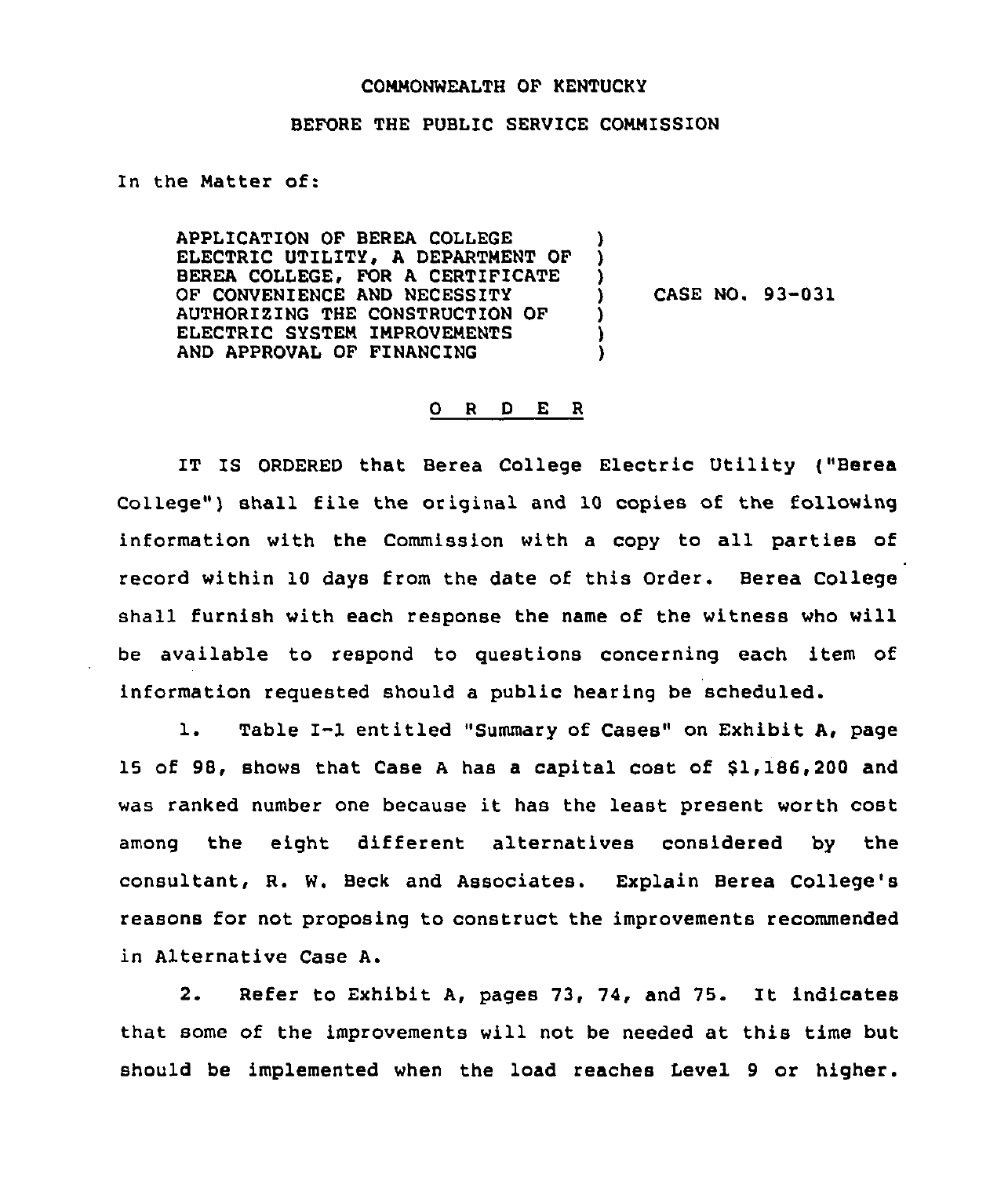COMMONWEALTH OF KENTUCKY

BEFORE THE PUBLIC SERVICE COMMISSION

In the Matter of:

APPLICATION OF BEREA COLLEGE ELECTRIC UTILITY, A DEPARTMENT OF BEREA COLLEGE, FOR A CERTIFICATE OF CONVENIENCE AND NECESSITY AUTHORIZING THE CONSTRUCTION OF ELECTRIC SYSTEM IMPROVEMENTS AND APPROVAL OF FINANCING ) CASE NO. 93-031

## O R D E R

IT IS ORDERED that Berea College Electric Utility ("Berea College") shall file the original and 10 copies of the following information with the Commission with a copy to all parties of record within 10 days from the date of this Order. Berea College shall furnish with each response the name of the witness who will be available to respond to questions concerning each item of information requested should a public hearing be scheduled.

1. Table I-1 entitled "Summary of Cases" on Exhibit A, page 15 of 98, shows that Case A has a capital cost of $1,186,200 and was ranked number one because it has the least present worth cost among the eight different alternatives considered by the consultant, R. W. Beck and Associates. Explain Berea College's reasons for not proposing to construct the improvements recommended in Alternative Case A.

2. Refer to Exhibit A, pages 73, 74, and 75. It indicates that some of the improvements will not be needed at this time but should be implemented when the load reaches Level 9 or higher.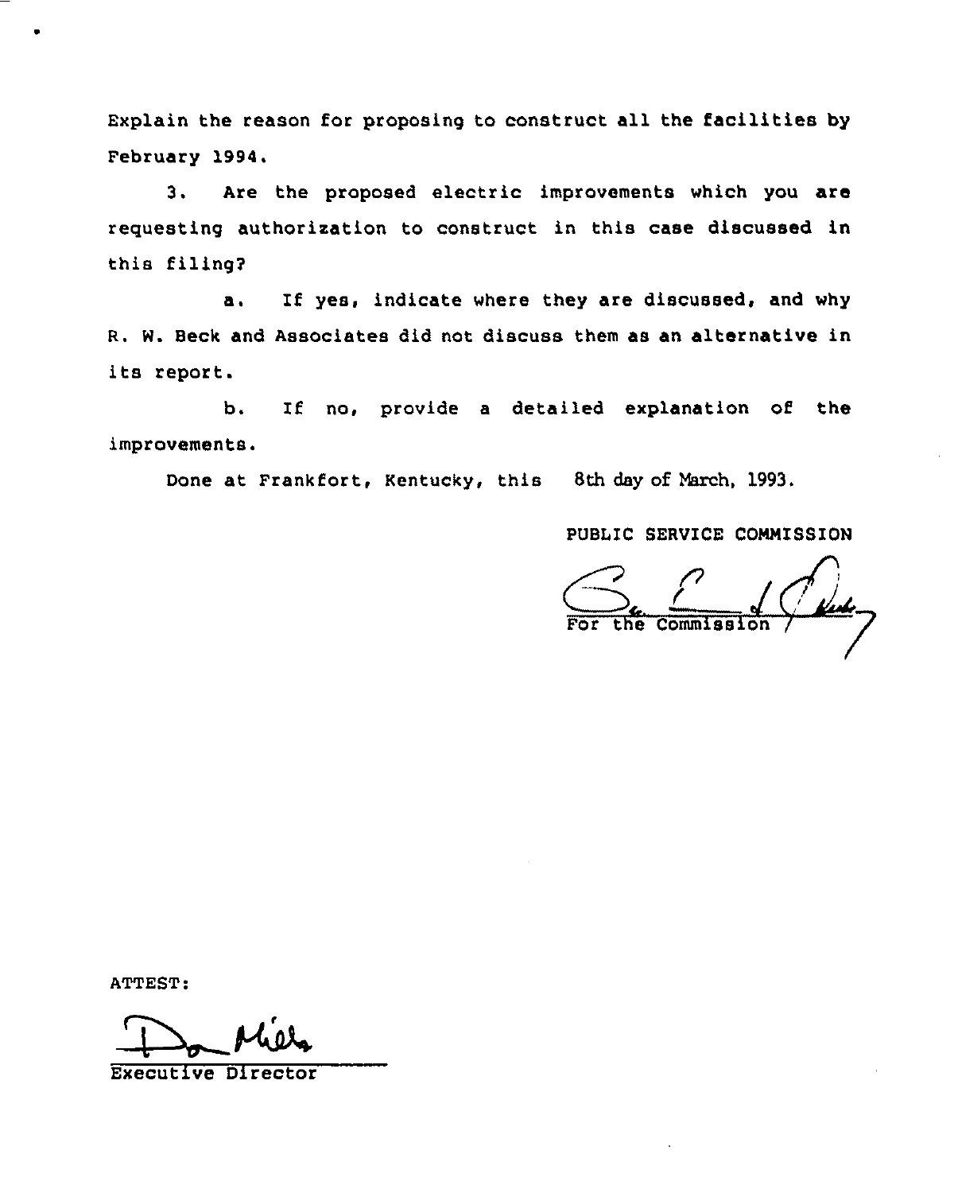Explain the reason for proposing to construct all the facilities by February 1994.

3. Are the proposed electric improvements which you are requesting authorization to construct in this case discussed in this filing?

a. If yes, indicate where they are discussed, and why R. W. Beck and Associates did not discuss them as an alternative in its report.

b. If no, provide a detailed explanation of the improvements.

Done at Frankfort, Kentucky, this 8th day of March, 1993.

PUBLIC SERVICE COMMISSION

For the Commission

ATTEST:

Executive Director